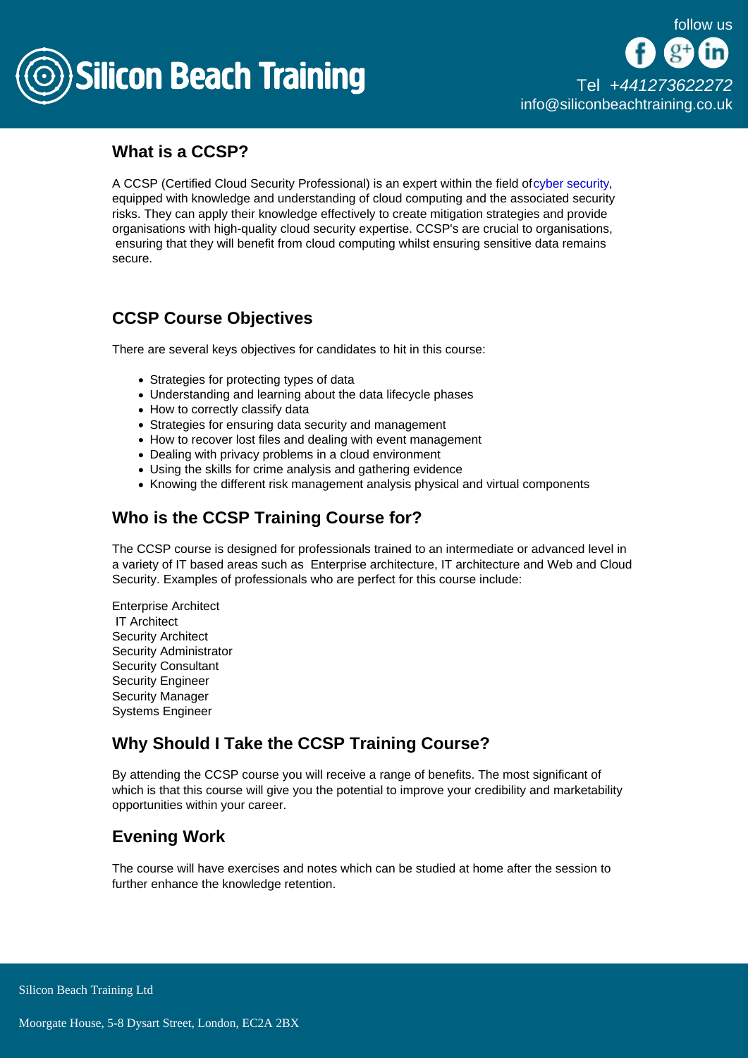## What is a CCSP?

A CCSP (Certified Cloud Security Professional) is an expert within the field of cyber security, equipped with knowledge and understanding of cloud computing and the associated security risks. They can apply their knowledge effectively to create mitigation strategies and provide organisations with high-quality cloud security expertise. CCSP's are crucial to organisations, ensuring that they will benefit from cloud computing whilst ensuring sensitive data remains secure.

## CCSP Course Objectives

There are several keys objectives for candidates to hit in this course:

- Strategies for protecting types of data
- Understanding and learning about the data lifecycle phases
- How to correctly classify data
- Strategies for ensuring data security and management
- How to recover lost files and dealing with event management
- Dealing with privacy problems in a cloud environment
- Using the skills for crime analysis and gathering evidence
- Knowing the different risk management analysis physical and virtual components

## Who is the CCSP Training Course for?

The CCSP course is designed for professionals trained to an intermediate or advanced level in a variety of IT based areas such as Enterprise architecture, IT architecture and Web and Cloud Security. Examples of professionals who are perfect for this course include:

Enterprise Architect
IT Architect
Security Architect
Security Administrator
Security Consultant
Security Engineer
Security Manager
Systems Engineer

## Why Should I Take the CCSP Training Course?

By attending the CCSP course you will receive a range of benefits. The most significant of which is that this course will give you the potential to improve your credibility and marketability opportunities within your career.

## Evening Work

The course will have exercises and notes which can be studied at home after the session to further enhance the knowledge retention.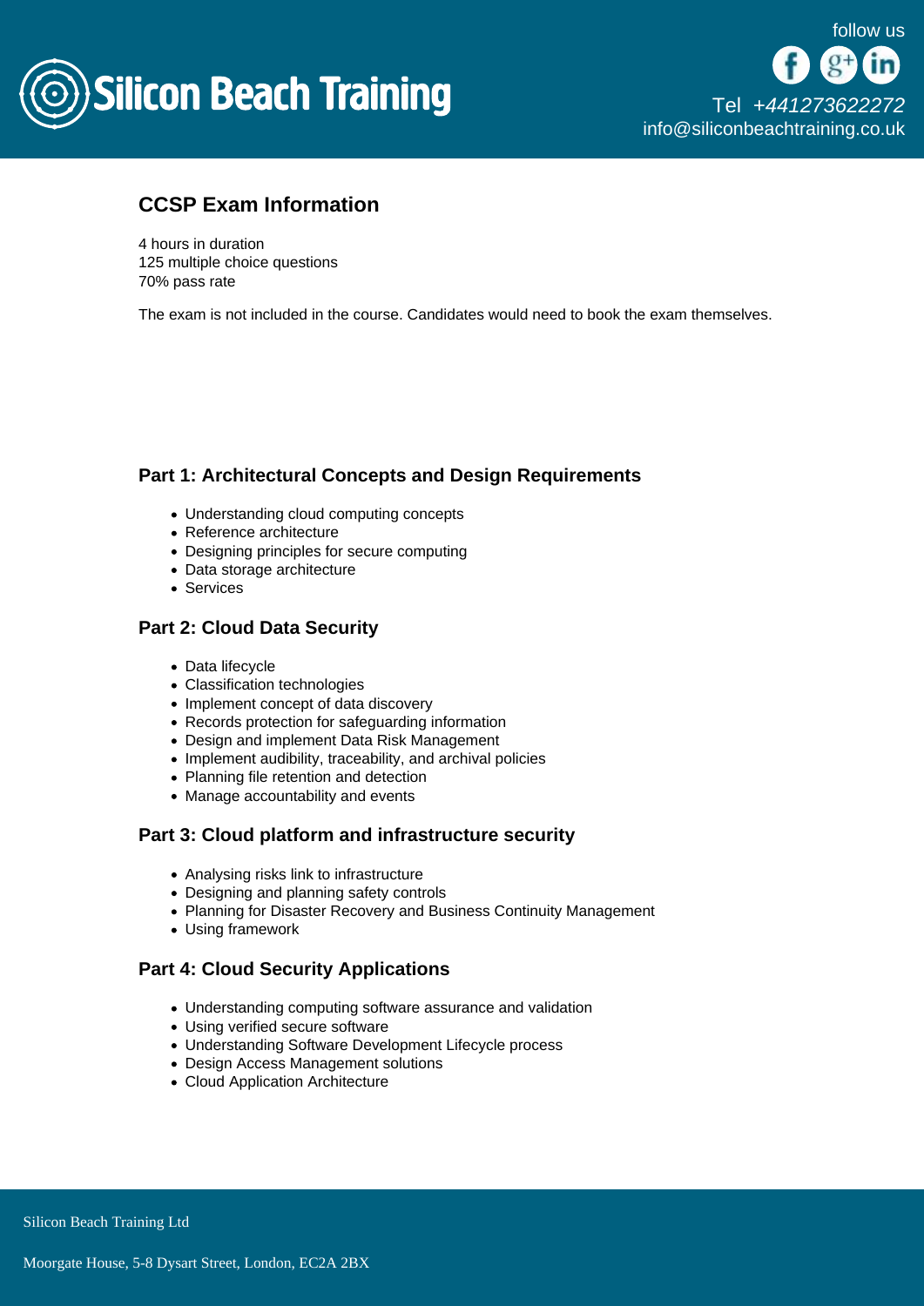## CCSP Exam Information

4 hours in duration
125 multiple choice questions
70% pass rate

The exam is not included in the course. Candidates would need to book the exam themselves.

### Part 1: Architectural Concepts and Design Requirements

- Understanding cloud computing concepts
- Reference architecture
- Designing principles for secure computing
- Data storage architecture
- Services

### Part 2: Cloud Data Security

- Data lifecycle
- Classification technologies
- Implement concept of data discovery
- Records protection for safeguarding information
- Design and implement Data Risk Management
- Implement audibility, traceability, and archival policies
- Planning file retention and detection
- Manage accountability and events

### Part 3: Cloud platform and infrastructure security

- Analysing risks link to infrastructure
- Designing and planning safety controls
- Planning for Disaster Recovery and Business Continuity Management
- Using framework

### Part 4: Cloud Security Applications

- Understanding computing software assurance and validation
- Using verified secure software
- Understanding Software Development Lifecycle process
- Design Access Management solutions
- Cloud Application Architecture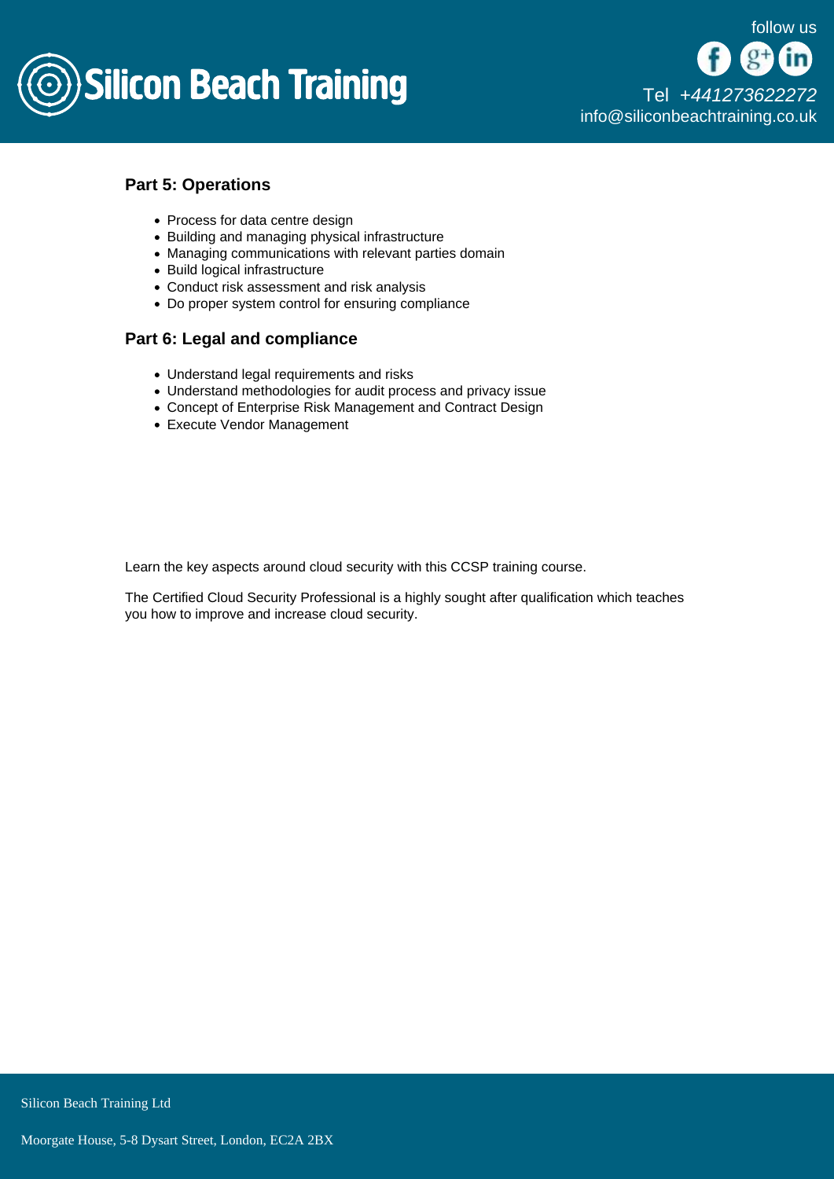## Part 5: Operations

- Process for data centre design
- Building and managing physical infrastructure
- Managing communications with relevant parties domain
- Build logical infrastructure
- Conduct risk assessment and risk analysis
- Do proper system control for ensuring compliance

## Part 6: Legal and compliance

- Understand legal requirements and risks
- Understand methodologies for audit process and privacy issue
- Concept of Enterprise Risk Management and Contract Design
- Execute Vendor Management

Learn the key aspects around cloud security with this CCSP training course.

The Certified Cloud Security Professional is a highly sought after qualification which teaches you how to improve and increase cloud security.